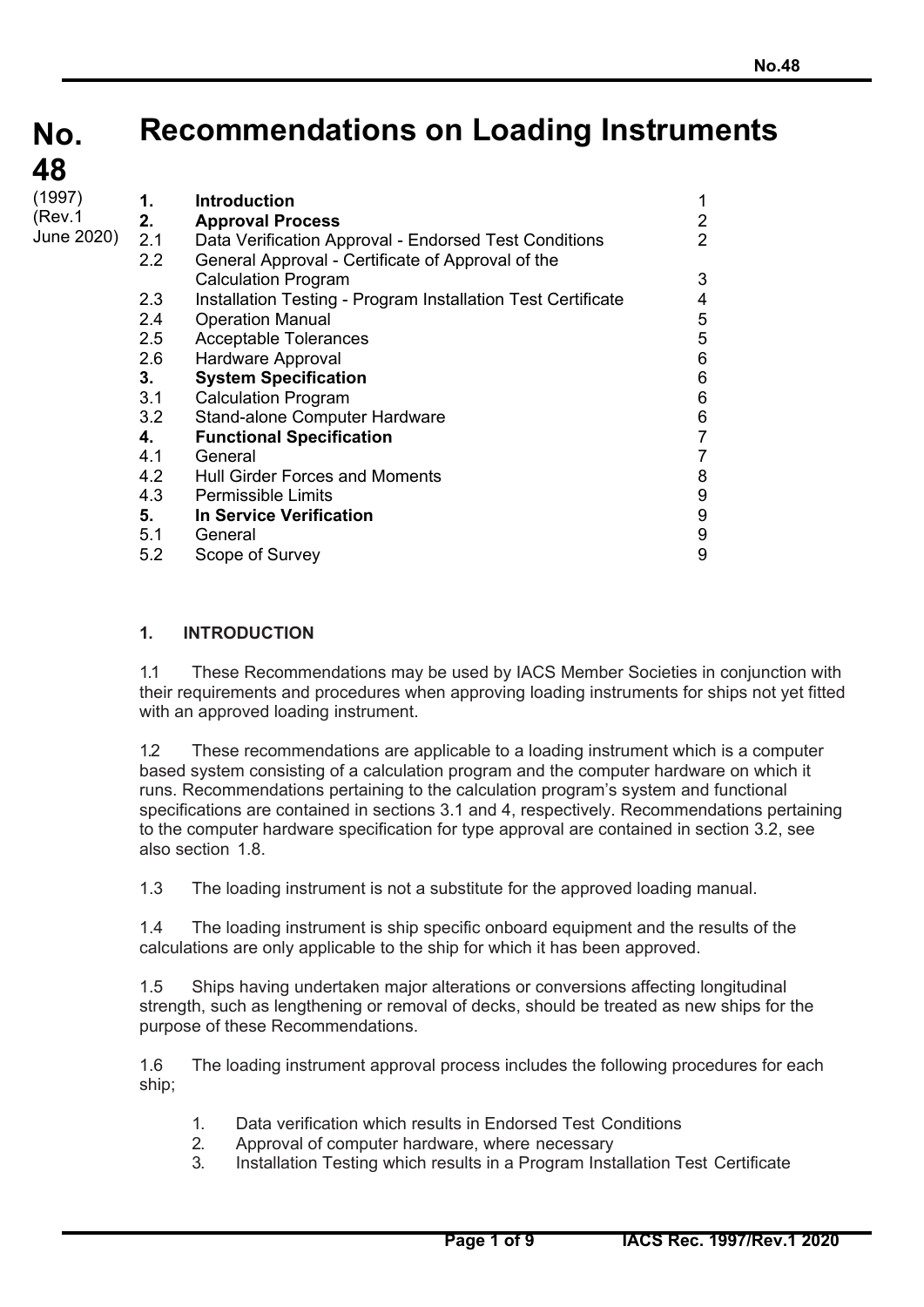# No. 48 Recommendations on Loading Instruments

(1997)
(Rev.1 June 2020)

| | | |
|---|---|---|
| **1.** | **Introduction** | 1 |
| **2.** | **Approval Process** | 2 |
| 2.1 | Data Verification Approval - Endorsed Test Conditions | 2 |
| 2.2 | General Approval - Certificate of Approval of the Calculation Program | 3 |
| 2.3 | Installation Testing - Program Installation Test Certificate | 4 |
| 2.4 | Operation Manual | 5 |
| 2.5 | Acceptable Tolerances | 5 |
| 2.6 | Hardware Approval | 6 |
| **3.** | **System Specification** | 6 |
| 3.1 | Calculation Program | 6 |
| 3.2 | Stand-alone Computer Hardware | 6 |
| **4.** | **Functional Specification** | 7 |
| 4.1 | General | 7 |
| 4.2 | Hull Girder Forces and Moments | 8 |
| 4.3 | Permissible Limits | 9 |
| **5.** | **In Service Verification** | 9 |
| 5.1 | General | 9 |
| 5.2 | Scope of Survey | 9 |

## 1. INTRODUCTION

1.1 These Recommendations may be used by IACS Member Societies in conjunction with their requirements and procedures when approving loading instruments for ships not yet fitted with an approved loading instrument.

1.2 These recommendations are applicable to a loading instrument which is a computer based system consisting of a calculation program and the computer hardware on which it runs. Recommendations pertaining to the calculation program's system and functional specifications are contained in sections 3.1 and 4, respectively. Recommendations pertaining to the computer hardware specification for type approval are contained in section 3.2, see also section 1.8.

1.3 The loading instrument is not a substitute for the approved loading manual.

1.4 The loading instrument is ship specific onboard equipment and the results of the calculations are only applicable to the ship for which it has been approved.

1.5 Ships having undertaken major alterations or conversions affecting longitudinal strength, such as lengthening or removal of decks, should be treated as new ships for the purpose of these Recommendations.

1.6 The loading instrument approval process includes the following procedures for each ship;

1. Data verification which results in Endorsed Test Conditions
2. Approval of computer hardware, where necessary
3. Installation Testing which results in a Program Installation Test Certificate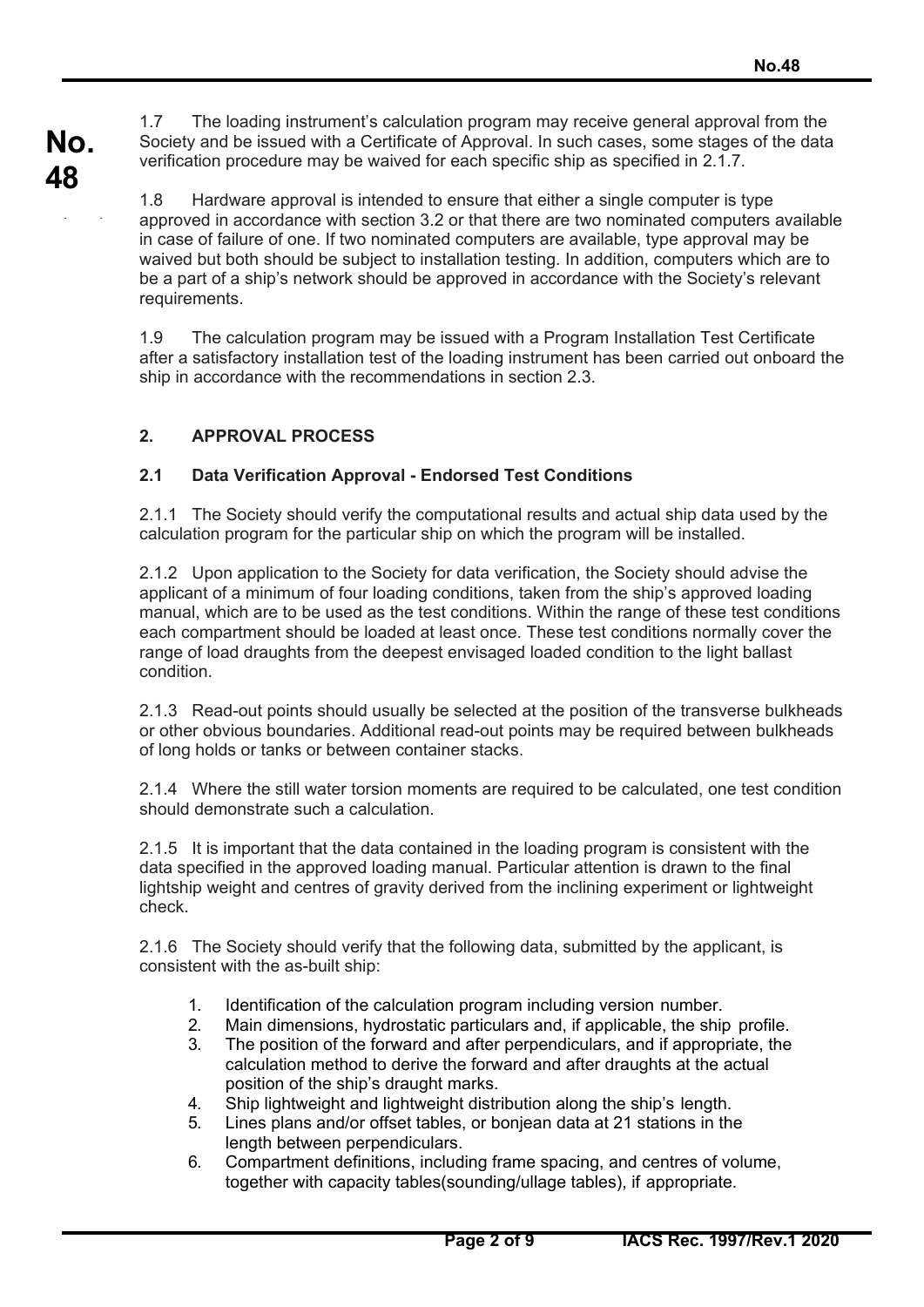1.7 The loading instrument's calculation program may receive general approval from the Society and be issued with a Certificate of Approval. In such cases, some stages of the data verification procedure may be waived for each specific ship as specified in 2.1.7.

1.8 Hardware approval is intended to ensure that either a single computer is type approved in accordance with section 3.2 or that there are two nominated computers available in case of failure of one. If two nominated computers are available, type approval may be waived but both should be subject to installation testing. In addition, computers which are to be a part of a ship's network should be approved in accordance with the Society's relevant requirements.

1.9 The calculation program may be issued with a Program Installation Test Certificate after a satisfactory installation test of the loading instrument has been carried out onboard the ship in accordance with the recommendations in section 2.3.

## 2. APPROVAL PROCESS

### 2.1 Data Verification Approval - Endorsed Test Conditions

2.1.1 The Society should verify the computational results and actual ship data used by the calculation program for the particular ship on which the program will be installed.

2.1.2 Upon application to the Society for data verification, the Society should advise the applicant of a minimum of four loading conditions, taken from the ship's approved loading manual, which are to be used as the test conditions. Within the range of these test conditions each compartment should be loaded at least once. These test conditions normally cover the range of load draughts from the deepest envisaged loaded condition to the light ballast condition.

2.1.3 Read-out points should usually be selected at the position of the transverse bulkheads or other obvious boundaries. Additional read-out points may be required between bulkheads of long holds or tanks or between container stacks.

2.1.4 Where the still water torsion moments are required to be calculated, one test condition should demonstrate such a calculation.

2.1.5 It is important that the data contained in the loading program is consistent with the data specified in the approved loading manual. Particular attention is drawn to the final lightship weight and centres of gravity derived from the inclining experiment or lightweight check.

2.1.6 The Society should verify that the following data, submitted by the applicant, is consistent with the as-built ship:

1. Identification of the calculation program including version number.
2. Main dimensions, hydrostatic particulars and, if applicable, the ship profile.
3. The position of the forward and after perpendiculars, and if appropriate, the calculation method to derive the forward and after draughts at the actual position of the ship's draught marks.
4. Ship lightweight and lightweight distribution along the ship's length.
5. Lines plans and/or offset tables, or bonjean data at 21 stations in the length between perpendiculars.
6. Compartment definitions, including frame spacing, and centres of volume, together with capacity tables(sounding/ullage tables), if appropriate.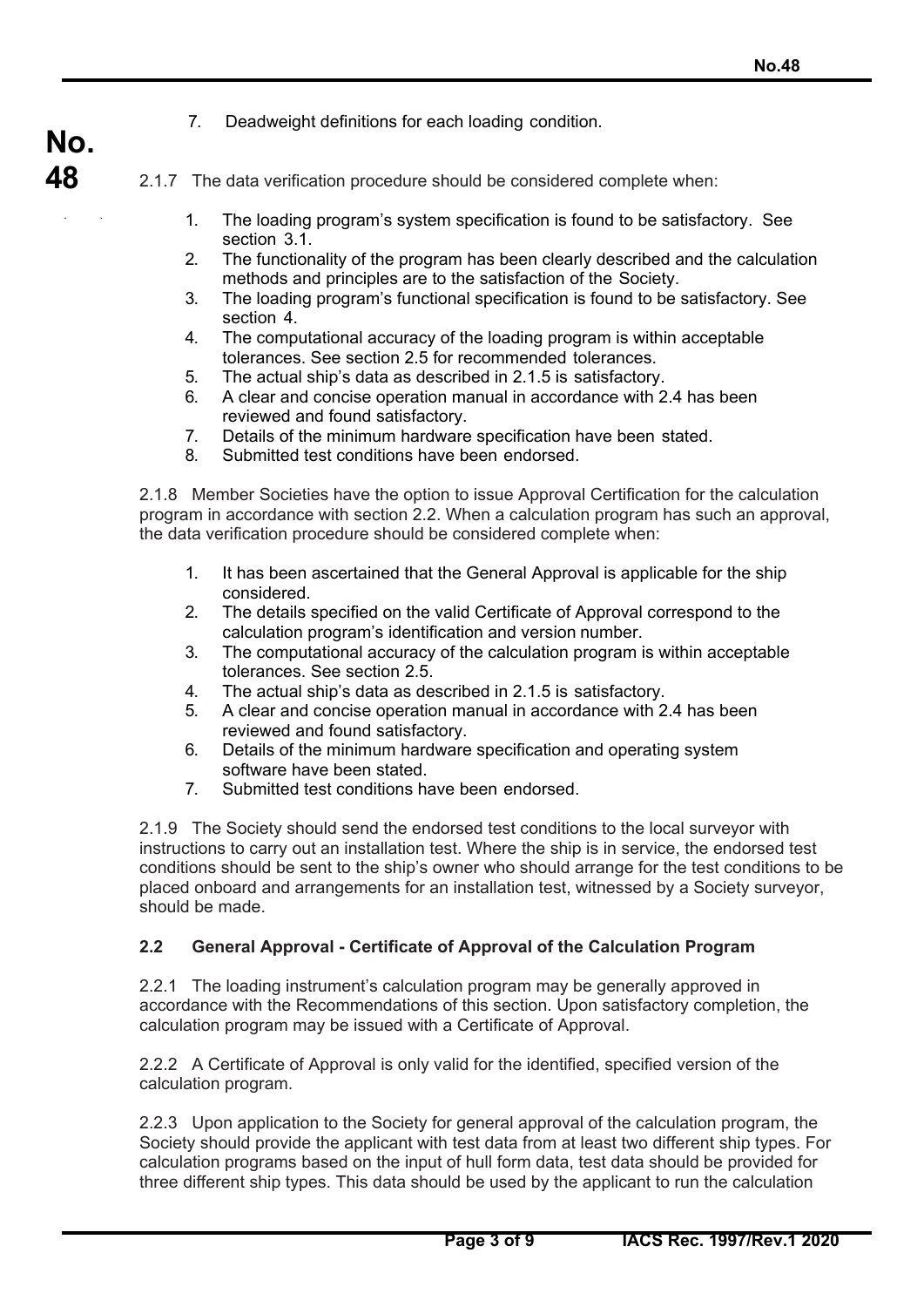7. Deadweight definitions for each loading condition.

2.1.7 The data verification procedure should be considered complete when:

1. The loading program's system specification is found to be satisfactory. See section 3.1.
2. The functionality of the program has been clearly described and the calculation methods and principles are to the satisfaction of the Society.
3. The loading program's functional specification is found to be satisfactory. See section 4.
4. The computational accuracy of the loading program is within acceptable tolerances. See section 2.5 for recommended tolerances.
5. The actual ship's data as described in 2.1.5 is satisfactory.
6. A clear and concise operation manual in accordance with 2.4 has been reviewed and found satisfactory.
7. Details of the minimum hardware specification have been stated.
8. Submitted test conditions have been endorsed.

2.1.8 Member Societies have the option to issue Approval Certification for the calculation program in accordance with section 2.2. When a calculation program has such an approval, the data verification procedure should be considered complete when:

1. It has been ascertained that the General Approval is applicable for the ship considered.
2. The details specified on the valid Certificate of Approval correspond to the calculation program's identification and version number.
3. The computational accuracy of the calculation program is within acceptable tolerances. See section 2.5.
4. The actual ship's data as described in 2.1.5 is satisfactory.
5. A clear and concise operation manual in accordance with 2.4 has been reviewed and found satisfactory.
6. Details of the minimum hardware specification and operating system software have been stated.
7. Submitted test conditions have been endorsed.

2.1.9 The Society should send the endorsed test conditions to the local surveyor with instructions to carry out an installation test. Where the ship is in service, the endorsed test conditions should be sent to the ship's owner who should arrange for the test conditions to be placed onboard and arrangements for an installation test, witnessed by a Society surveyor, should be made.

### 2.2 General Approval - Certificate of Approval of the Calculation Program

2.2.1 The loading instrument's calculation program may be generally approved in accordance with the Recommendations of this section. Upon satisfactory completion, the calculation program may be issued with a Certificate of Approval.

2.2.2 A Certificate of Approval is only valid for the identified, specified version of the calculation program.

2.2.3 Upon application to the Society for general approval of the calculation program, the Society should provide the applicant with test data from at least two different ship types. For calculation programs based on the input of hull form data, test data should be provided for three different ship types. This data should be used by the applicant to run the calculation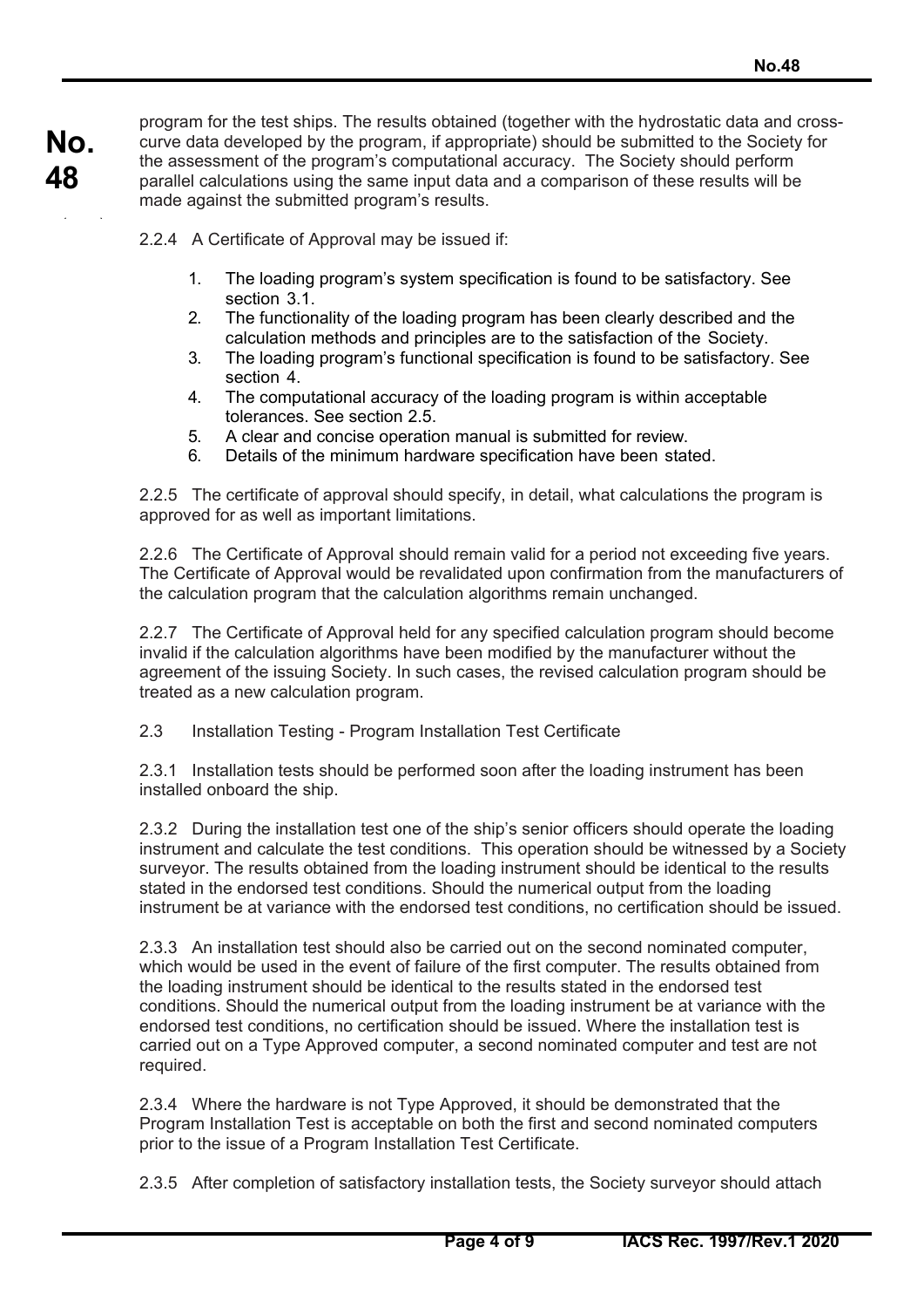program for the test ships. The results obtained (together with the hydrostatic data and cross-curve data developed by the program, if appropriate) should be submitted to the Society for the assessment of the program's computational accuracy. The Society should perform parallel calculations using the same input data and a comparison of these results will be made against the submitted program's results.

2.2.4 A Certificate of Approval may be issued if:

1. The loading program's system specification is found to be satisfactory. See section 3.1.
2. The functionality of the loading program has been clearly described and the calculation methods and principles are to the satisfaction of the Society.
3. The loading program's functional specification is found to be satisfactory. See section 4.
4. The computational accuracy of the loading program is within acceptable tolerances. See section 2.5.
5. A clear and concise operation manual is submitted for review.
6. Details of the minimum hardware specification have been stated.

2.2.5 The certificate of approval should specify, in detail, what calculations the program is approved for as well as important limitations.

2.2.6 The Certificate of Approval should remain valid for a period not exceeding five years. The Certificate of Approval would be revalidated upon confirmation from the manufacturers of the calculation program that the calculation algorithms remain unchanged.

2.2.7 The Certificate of Approval held for any specified calculation program should become invalid if the calculation algorithms have been modified by the manufacturer without the agreement of the issuing Society. In such cases, the revised calculation program should be treated as a new calculation program.

2.3 Installation Testing - Program Installation Test Certificate

2.3.1 Installation tests should be performed soon after the loading instrument has been installed onboard the ship.

2.3.2 During the installation test one of the ship's senior officers should operate the loading instrument and calculate the test conditions. This operation should be witnessed by a Society surveyor. The results obtained from the loading instrument should be identical to the results stated in the endorsed test conditions. Should the numerical output from the loading instrument be at variance with the endorsed test conditions, no certification should be issued.

2.3.3 An installation test should also be carried out on the second nominated computer, which would be used in the event of failure of the first computer. The results obtained from the loading instrument should be identical to the results stated in the endorsed test conditions. Should the numerical output from the loading instrument be at variance with the endorsed test conditions, no certification should be issued. Where the installation test is carried out on a Type Approved computer, a second nominated computer and test are not required.

2.3.4 Where the hardware is not Type Approved, it should be demonstrated that the Program Installation Test is acceptable on both the first and second nominated computers prior to the issue of a Program Installation Test Certificate.

2.3.5 After completion of satisfactory installation tests, the Society surveyor should attach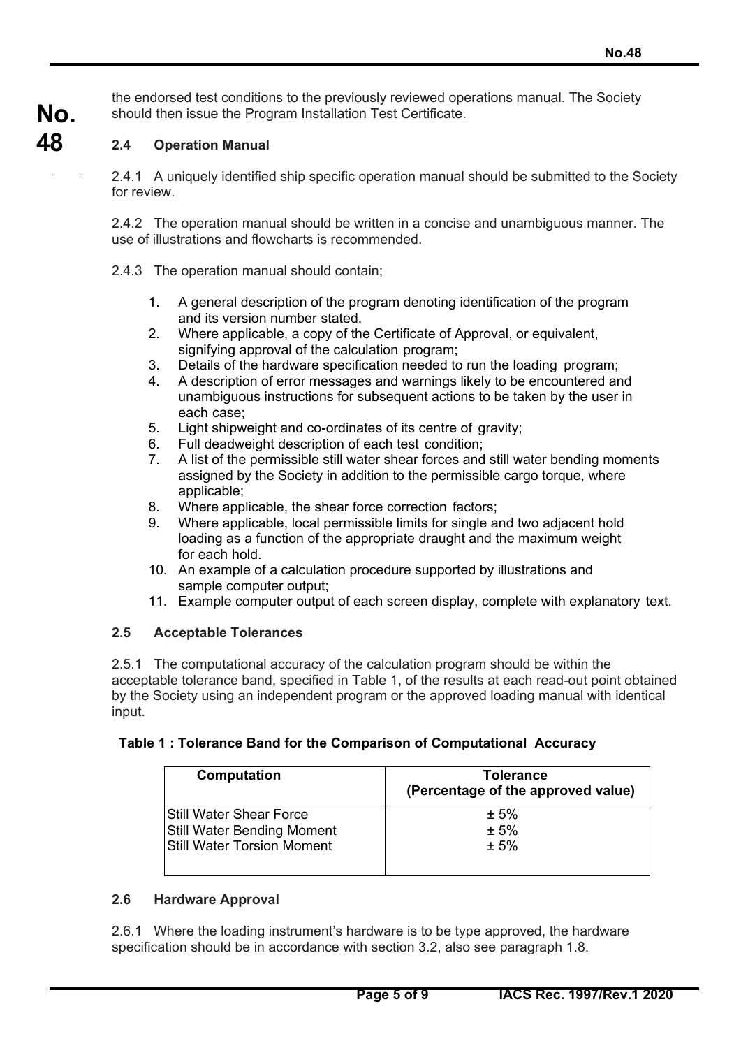the endorsed test conditions to the previously reviewed operations manual. The Society should then issue the Program Installation Test Certificate.

### 2.4 Operation Manual

2.4.1 A uniquely identified ship specific operation manual should be submitted to the Society for review.

2.4.2 The operation manual should be written in a concise and unambiguous manner. The use of illustrations and flowcharts is recommended.

2.4.3 The operation manual should contain;

1. A general description of the program denoting identification of the program and its version number stated.
2. Where applicable, a copy of the Certificate of Approval, or equivalent, signifying approval of the calculation program;
3. Details of the hardware specification needed to run the loading program;
4. A description of error messages and warnings likely to be encountered and unambiguous instructions for subsequent actions to be taken by the user in each case;
5. Light shipweight and co-ordinates of its centre of gravity;
6. Full deadweight description of each test condition;
7. A list of the permissible still water shear forces and still water bending moments assigned by the Society in addition to the permissible cargo torque, where applicable;
8. Where applicable, the shear force correction factors;
9. Where applicable, local permissible limits for single and two adjacent hold loading as a function of the appropriate draught and the maximum weight for each hold.
10. An example of a calculation procedure supported by illustrations and sample computer output;
11. Example computer output of each screen display, complete with explanatory text.

### 2.5 Acceptable Tolerances

2.5.1 The computational accuracy of the calculation program should be within the acceptable tolerance band, specified in Table 1, of the results at each read-out point obtained by the Society using an independent program or the approved loading manual with identical input.

**Table 1 : Tolerance Band for the Comparison of Computational Accuracy**

| Computation | Tolerance (Percentage of the approved value) |
|---|---|
| Still Water Shear Force | ± 5% |
| Still Water Bending Moment | ± 5% |
| Still Water Torsion Moment | ± 5% |

### 2.6 Hardware Approval

2.6.1 Where the loading instrument's hardware is to be type approved, the hardware specification should be in accordance with section 3.2, also see paragraph 1.8.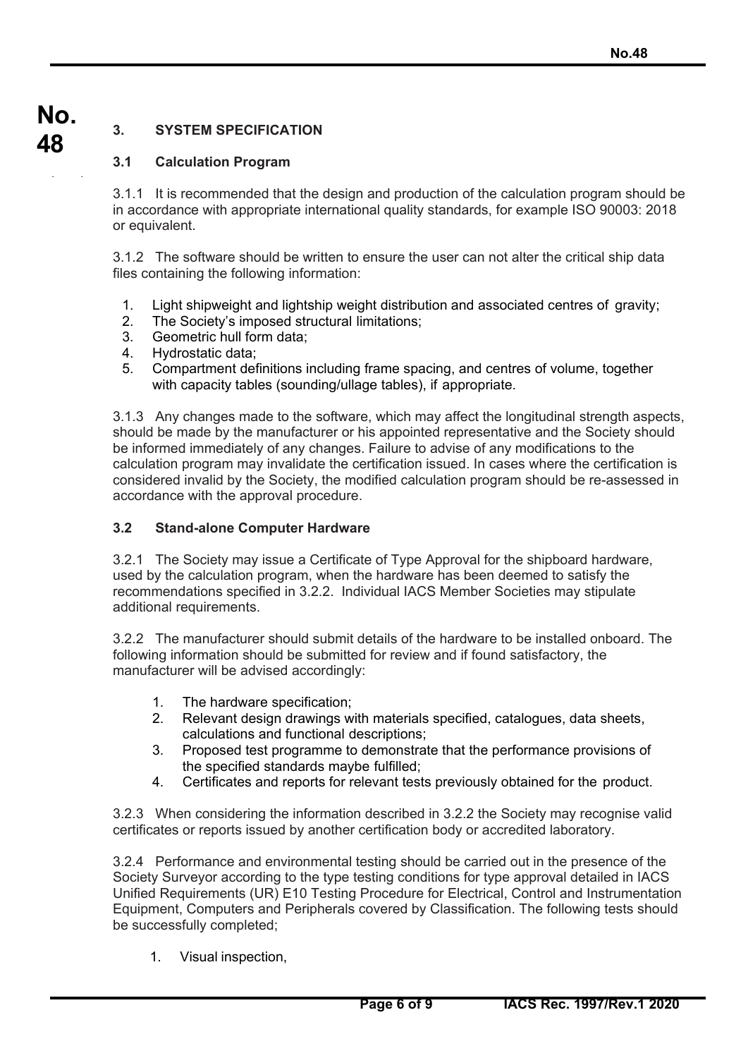## 3. SYSTEM SPECIFICATION

### 3.1 Calculation Program

3.1.1 It is recommended that the design and production of the calculation program should be in accordance with appropriate international quality standards, for example ISO 90003: 2018 or equivalent.

3.1.2 The software should be written to ensure the user can not alter the critical ship data files containing the following information:

1. Light shipweight and lightship weight distribution and associated centres of gravity;
2. The Society's imposed structural limitations;
3. Geometric hull form data;
4. Hydrostatic data;
5. Compartment definitions including frame spacing, and centres of volume, together with capacity tables (sounding/ullage tables), if appropriate.

3.1.3 Any changes made to the software, which may affect the longitudinal strength aspects, should be made by the manufacturer or his appointed representative and the Society should be informed immediately of any changes. Failure to advise of any modifications to the calculation program may invalidate the certification issued. In cases where the certification is considered invalid by the Society, the modified calculation program should be re-assessed in accordance with the approval procedure.

### 3.2 Stand-alone Computer Hardware

3.2.1 The Society may issue a Certificate of Type Approval for the shipboard hardware, used by the calculation program, when the hardware has been deemed to satisfy the recommendations specified in 3.2.2. Individual IACS Member Societies may stipulate additional requirements.

3.2.2 The manufacturer should submit details of the hardware to be installed onboard. The following information should be submitted for review and if found satisfactory, the manufacturer will be advised accordingly:

1. The hardware specification;
2. Relevant design drawings with materials specified, catalogues, data sheets, calculations and functional descriptions;
3. Proposed test programme to demonstrate that the performance provisions of the specified standards maybe fulfilled;
4. Certificates and reports for relevant tests previously obtained for the product.

3.2.3 When considering the information described in 3.2.2 the Society may recognise valid certificates or reports issued by another certification body or accredited laboratory.

3.2.4 Performance and environmental testing should be carried out in the presence of the Society Surveyor according to the type testing conditions for type approval detailed in IACS Unified Requirements (UR) E10 Testing Procedure for Electrical, Control and Instrumentation Equipment, Computers and Peripherals covered by Classification. The following tests should be successfully completed;

1. Visual inspection,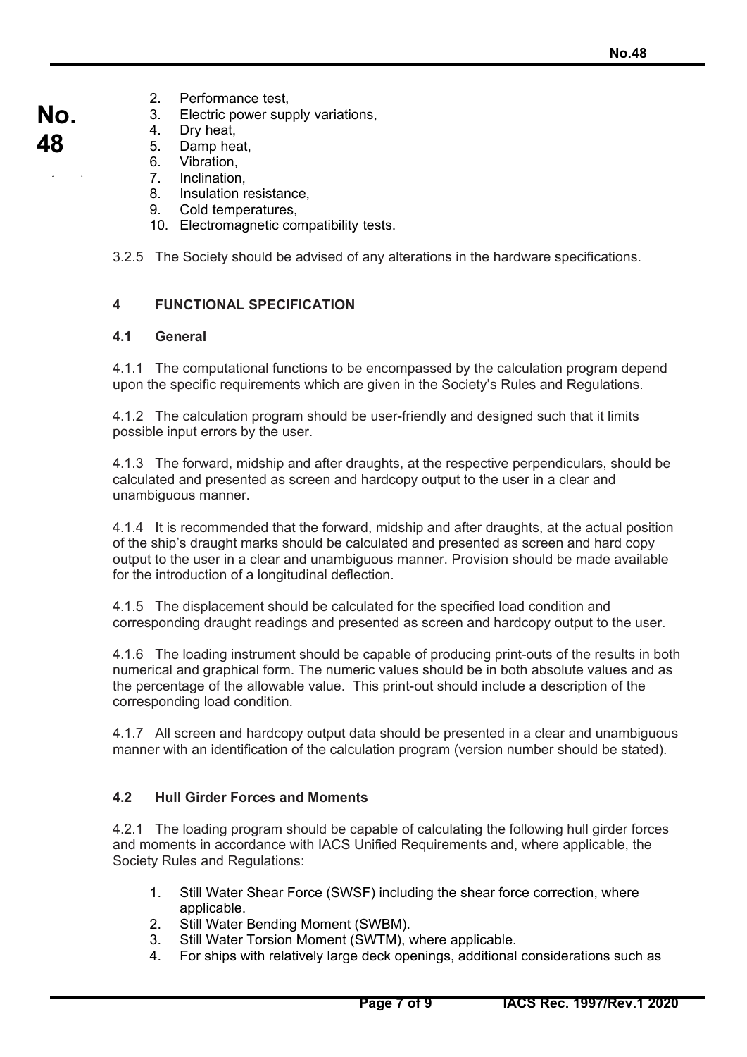2. Performance test,
3. Electric power supply variations,
4. Dry heat,
5. Damp heat,
6. Vibration,
7. Inclination,
8. Insulation resistance,
9. Cold temperatures,
10. Electromagnetic compatibility tests.

3.2.5 The Society should be advised of any alterations in the hardware specifications.

## 4 FUNCTIONAL SPECIFICATION

### 4.1 General

4.1.1 The computational functions to be encompassed by the calculation program depend upon the specific requirements which are given in the Society's Rules and Regulations.

4.1.2 The calculation program should be user-friendly and designed such that it limits possible input errors by the user.

4.1.3 The forward, midship and after draughts, at the respective perpendiculars, should be calculated and presented as screen and hardcopy output to the user in a clear and unambiguous manner.

4.1.4 It is recommended that the forward, midship and after draughts, at the actual position of the ship's draught marks should be calculated and presented as screen and hard copy output to the user in a clear and unambiguous manner. Provision should be made available for the introduction of a longitudinal deflection.

4.1.5 The displacement should be calculated for the specified load condition and corresponding draught readings and presented as screen and hardcopy output to the user.

4.1.6 The loading instrument should be capable of producing print-outs of the results in both numerical and graphical form. The numeric values should be in both absolute values and as the percentage of the allowable value. This print-out should include a description of the corresponding load condition.

4.1.7 All screen and hardcopy output data should be presented in a clear and unambiguous manner with an identification of the calculation program (version number should be stated).

### 4.2 Hull Girder Forces and Moments

4.2.1 The loading program should be capable of calculating the following hull girder forces and moments in accordance with IACS Unified Requirements and, where applicable, the Society Rules and Regulations:

1. Still Water Shear Force (SWSF) including the shear force correction, where applicable.
2. Still Water Bending Moment (SWBM).
3. Still Water Torsion Moment (SWTM), where applicable.
4. For ships with relatively large deck openings, additional considerations such as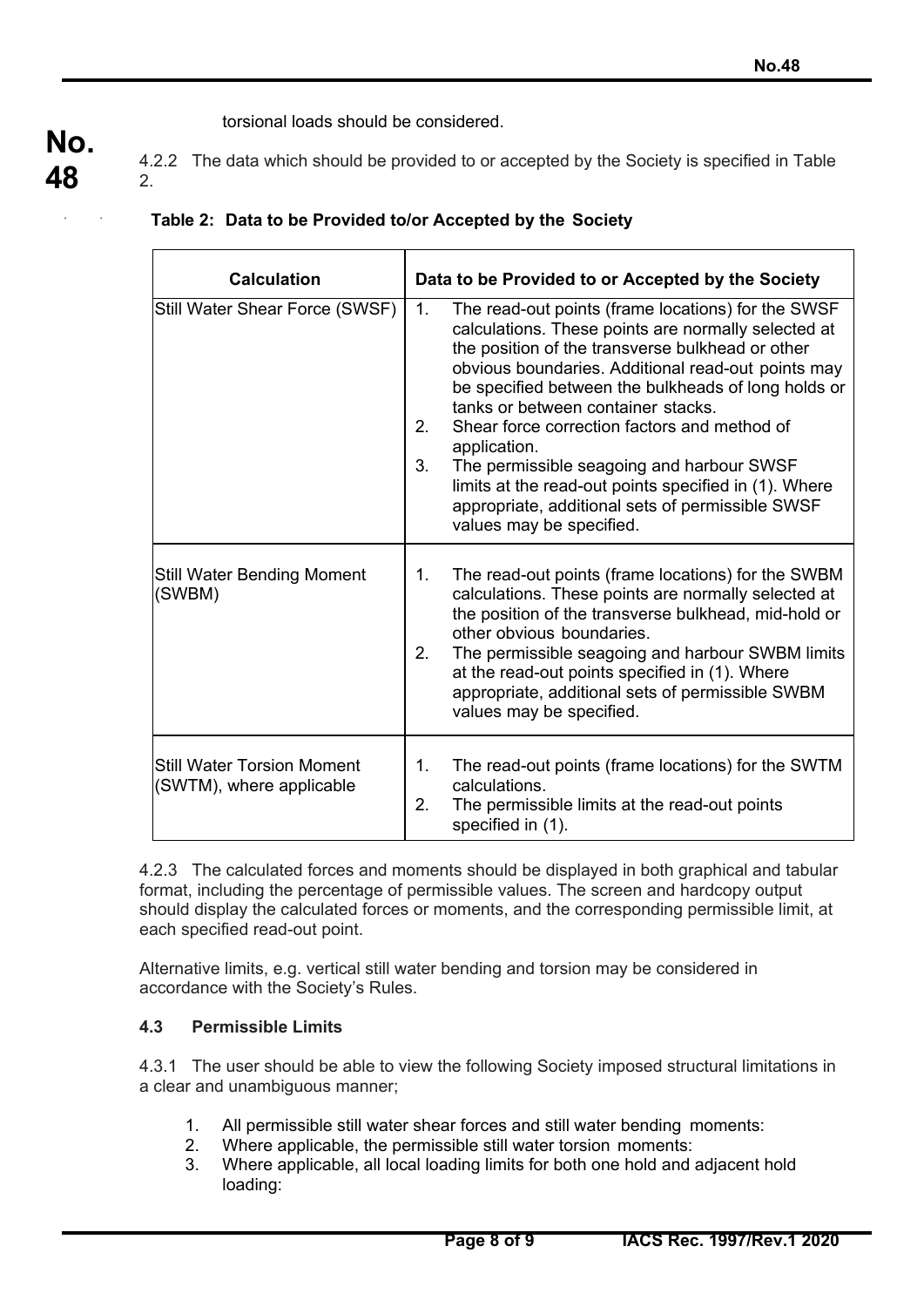torsional loads should be considered.

4.2.2 The data which should be provided to or accepted by the Society is specified in Table 2.

**Table 2: Data to be Provided to/or Accepted by the Society**

| Calculation | Data to be Provided to or Accepted by the Society |
|---|---|
| Still Water Shear Force (SWSF) | 1. The read-out points (frame locations) for the SWSF calculations. These points are normally selected at the position of the transverse bulkhead or other obvious boundaries. Additional read-out points may be specified between the bulkheads of long holds or tanks or between container stacks.<br>2. Shear force correction factors and method of application.<br>3. The permissible seagoing and harbour SWSF limits at the read-out points specified in (1). Where appropriate, additional sets of permissible SWSF values may be specified. |
| Still Water Bending Moment (SWBM) | 1. The read-out points (frame locations) for the SWBM calculations. These points are normally selected at the position of the transverse bulkhead, mid-hold or other obvious boundaries.<br>2. The permissible seagoing and harbour SWBM limits at the read-out points specified in (1). Where appropriate, additional sets of permissible SWBM values may be specified. |
| Still Water Torsion Moment (SWTM), where applicable | 1. The read-out points (frame locations) for the SWTM calculations.<br>2. The permissible limits at the read-out points specified in (1). |

4.2.3 The calculated forces and moments should be displayed in both graphical and tabular format, including the percentage of permissible values. The screen and hardcopy output should display the calculated forces or moments, and the corresponding permissible limit, at each specified read-out point.

Alternative limits, e.g. vertical still water bending and torsion may be considered in accordance with the Society's Rules.

### 4.3 Permissible Limits

4.3.1 The user should be able to view the following Society imposed structural limitations in a clear and unambiguous manner;

1. All permissible still water shear forces and still water bending moments:
2. Where applicable, the permissible still water torsion moments:
3. Where applicable, all local loading limits for both one hold and adjacent hold loading: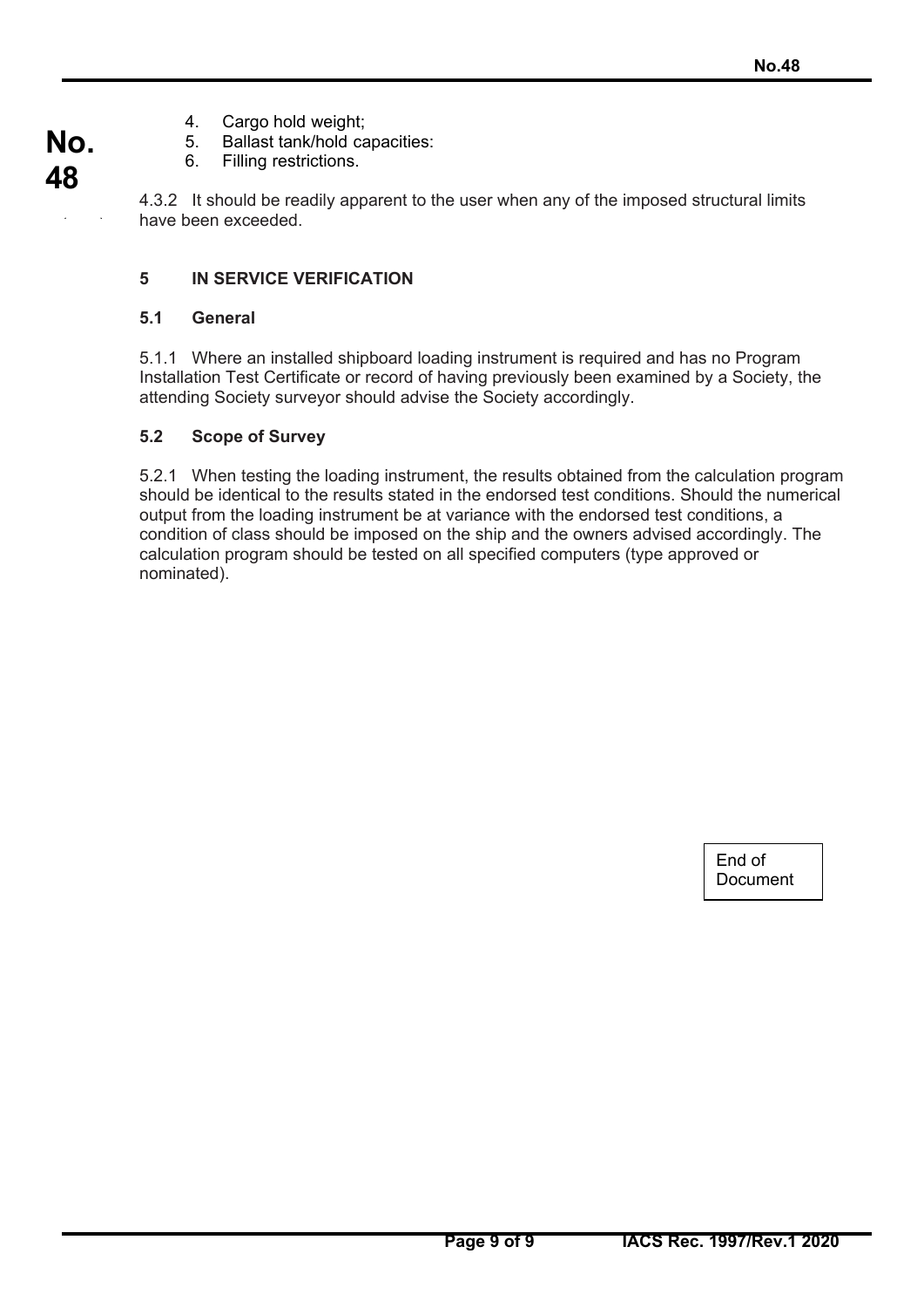4. Cargo hold weight;
5. Ballast tank/hold capacities:
6. Filling restrictions.

4.3.2 It should be readily apparent to the user when any of the imposed structural limits have been exceeded.

## 5 IN SERVICE VERIFICATION

### 5.1 General

5.1.1 Where an installed shipboard loading instrument is required and has no Program Installation Test Certificate or record of having previously been examined by a Society, the attending Society surveyor should advise the Society accordingly.

### 5.2 Scope of Survey

5.2.1 When testing the loading instrument, the results obtained from the calculation program should be identical to the results stated in the endorsed test conditions. Should the numerical output from the loading instrument be at variance with the endorsed test conditions, a condition of class should be imposed on the ship and the owners advised accordingly. The calculation program should be tested on all specified computers (type approved or nominated).

End of Document